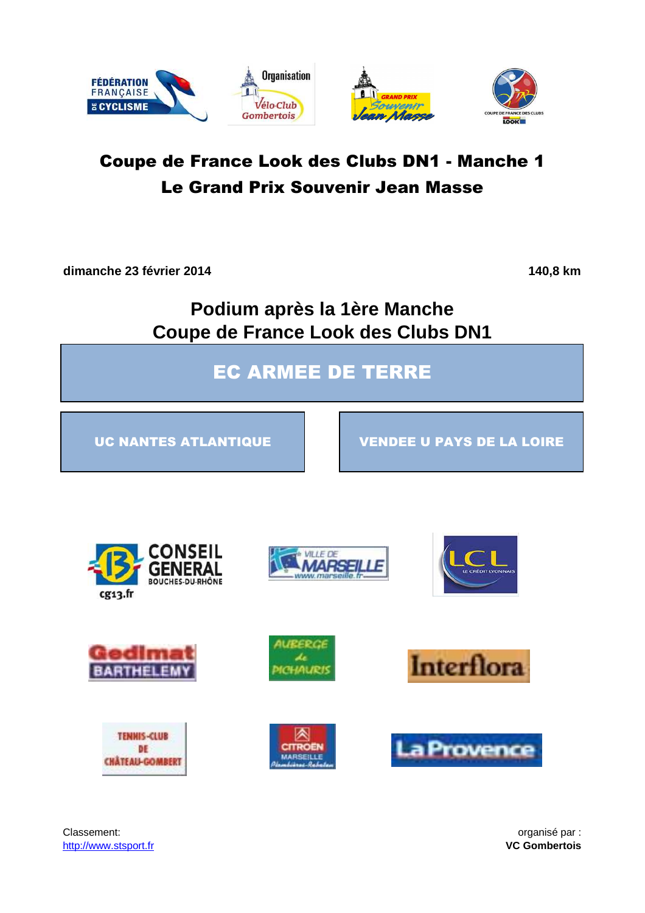# Coupe de France Look des Clubs DN1 - Manche 1
# Le Grand Prix Souvenir Jean Masse

**dimanche 23 février 2014** **140,8 km**

## Podium après la 1ère Manche
## Coupe de France Look des Clubs DN1

**EC ARMEE DE TERRE**

**UC NANTES ATLANTIQUE**

**VENDEE U PAYS DE LA LOIRE**

Classement:
http://www.stsport.fr

organisé par :
**VC Gombertois**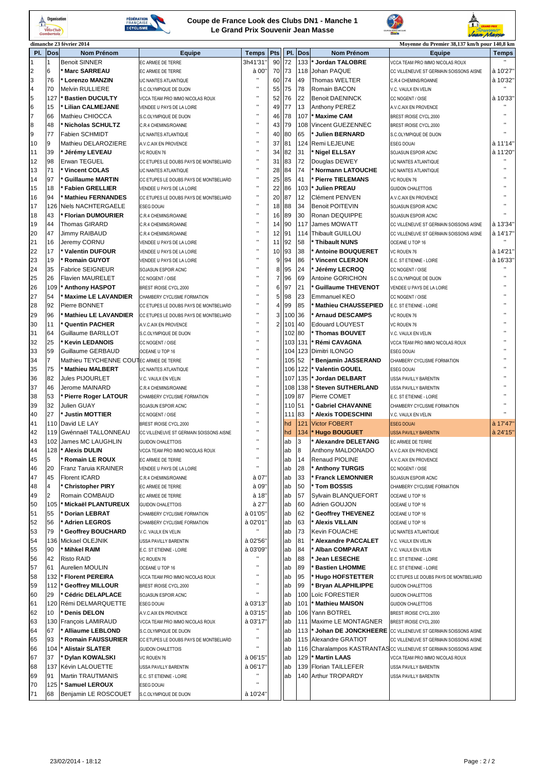# Coupe de France Look des Clubs DN1 - Manche 1
## Le Grand Prix Souvenir Jean Masse

**dimanche 23 février 2014** — Moyenne du Premier 38,137 km/h pour 140,8 km

| Pl. | Dos | Nom Prénom | Equipe | Temps | Pts |
|---|---|---|---|---|---|
| 1 | 1 | Benoit SINNER | EC ARMEE DE TERRE | 3h41'31'' | 90 |
| 2 | 6 | * Marc SARREAU | EC ARMEE DE TERRE | à 00'' | 70 |
| 3 | 76 | * Lorenzo MANZIN | UC NANTES ATLANTIQUE | " | 60 |
| 4 | 70 | Melvin RULLIERE | S.C.OLYMPIQUE DE DIJON | " | 55 |
| 5 | 127 | * Bastien DUCULTY | VCCA TEAM PRO IMMO NICOLAS ROUX | " | 52 |
| 6 | 15 | * Lilian CALMEJANE | VENDEE U PAYS DE LA LOIRE | " | 49 |
| 7 | 66 | Mathieu CHIOCCA | S.C.OLYMPIQUE DE DIJON | " | 46 |
| 8 | 48 | * Nicholas SCHULTZ | C.R.4 CHEMINS/ROANNE | " | 43 |
| 9 | 77 | Fabien SCHMIDT | UC NANTES ATLANTIQUE | " | 40 |
| 10 | 9 | Mathieu DELAROZIERE | A.V.C.AIX EN PROVENCE | " | 37 |
| 11 | 39 | * Jérémy LEVEAU | VC ROUEN 76 | " | 34 |
| 12 | 98 | Erwan TEGUEL | CC ETUPES LE DOUBS PAYS DE MONTBELIARD | " | 31 |
| 13 | 71 | * Vincent COLAS | UC NANTES ATLANTIQUE | " | 28 |
| 14 | 97 | * Guillaume MARTIN | CC ETUPES LE DOUBS PAYS DE MONTBELIARD | " | 25 |
| 15 | 18 | * Fabien GRELLIER | VENDEE U PAYS DE LA LOIRE | " | 22 |
| 16 | 94 | * Mathieu FERNANDES | CC ETUPES LE DOUBS PAYS DE MONTBELIARD | " | 20 |
| 17 | 126 | Niels NACHTERGAELE | ESEG DOUAI | " | 18 |
| 18 | 43 | * Florian DUMOURIER | C.R.4 CHEMINS/ROANNE | " | 16 |
| 19 | 44 | Thomas GIRARD | C.R.4 CHEMINS/ROANNE | " | 14 |
| 20 | 47 | Jimmy RAIBAUD | C.R.4 CHEMINS/ROANNE | " | 12 |
| 21 | 16 | Jeremy CORNU | VENDEE U PAYS DE LA LOIRE | " | 11 |
| 22 | 17 | * Valentin DUFOUR | VENDEE U PAYS DE LA LOIRE | " | 10 |
| 23 | 19 | * Romain GUYOT | VENDEE U PAYS DE LA LOIRE | " | 9 |
| 24 | 35 | Fabrice SEIGNEUR | SOJASUN ESPOIR ACNC | " | 8 |
| 25 | 26 | Flavien MAURELET | CC NOGENT / OISE | " | 7 |
| 26 | 109 | * Anthony HASPOT | BREST IROISE CYCL.2000 | " | 6 |
| 27 | 54 | * Maxime LE LAVANDIER | CHAMBERY CYCLISME FORMATION | " | 5 |
| 28 | 92 | Pierre BONNET | CC ETUPES LE DOUBS PAYS DE MONTBELIARD | " | 4 |
| 29 | 96 | * Mathieu LE LAVANDIER | CC ETUPES LE DOUBS PAYS DE MONTBELIARD | " | 3 |
| 30 | 11 | * Quentin PACHER | A.V.C.AIX EN PROVENCE | " | 2 |
| 31 | 64 | Guillaume BARILLOT | S.C.OLYMPIQUE DE DIJON | " | |
| 32 | 25 | * Kevin LEDANOIS | CC NOGENT / OISE | " | |
| 33 | 59 | Guillaume GERBAUD | OCEANE U TOP 16 | " | |
| 34 | 7 | Mathieu TEYCHENNE COUT | EC ARMEE DE TERRE | " | |
| 35 | 75 | * Mathieu MALBERT | UC NANTES ATLANTIQUE | " | |
| 36 | 82 | Jules PIJOURLET | V.C. VAULX EN VELIN | " | |
| 37 | 46 | Jerome MAINARD | C.R.4 CHEMINS/ROANNE | " | |
| 38 | 53 | * Pierre Roger LATOUR | CHAMBERY CYCLISME FORMATION | " | |
| 39 | 32 | Julien GUAY | SOJASUN ESPOIR ACNC | " | |
| 40 | 27 | * Justin MOTTIER | CC NOGENT / OISE | " | |
| 41 | 110 | David LE LAY | BREST IROISE CYCL.2000 | " | |
| 42 | 119 | Gwénnaël TALLONNEAU | CC VILLENEUVE ST GERMAIN SOISSONS AISNE | " | |
| 43 | 102 | James MC LAUGHLIN | GUIDON CHALETTOIS | " | |
| 44 | 128 | * Alexis DULIN | VCCA TEAM PRO IMMO NICOLAS ROUX | " | |
| 45 | 5 | * Romain LE ROUX | EC ARMEE DE TERRE | " | |
| 46 | 20 | Franz Taruia KRAINER | VENDEE U PAYS DE LA LOIRE | " | |
| 47 | 45 | Florent ICARD | C.R.4 CHEMINS/ROANNE | à 07'' | |
| 48 | 4 | * Christopher PIRY | EC ARMEE DE TERRE | à 09'' | |
| 49 | 2 | Romain COMBAUD | EC ARMEE DE TERRE | à 18'' | |
| 50 | 105 | * Mickaël PLANTUREUX | GUIDON CHALETTOIS | à 27'' | |
| 51 | 55 | * Dorian LEBRAT | CHAMBERY CYCLISME FORMATION | à 01'05'' | |
| 52 | 56 | * Adrien LEGROS | CHAMBERY CYCLISME FORMATION | à 02'01'' | |
| 53 | 79 | * Geoffrey BOUCHARD | V.C. VAULX EN VELIN | " | |
| 54 | 136 | Mickael OLEJNIK | USSA PAVILLY BARENTIN | à 02'56'' | |
| 55 | 90 | * Mihkel RAIM | E.C. ST ETIENNE - LOIRE | à 03'09'' | |
| 56 | 42 | Risto RAID | VC ROUEN 76 | " | |
| 57 | 61 | Aurelien MOULIN | OCEANE U TOP 16 | " | |
| 58 | 132 | * Florent PEREIRA | VCCA TEAM PRO IMMO NICOLAS ROUX | " | |
| 59 | 112 | * Geoffrey MILLOUR | BREST IROISE CYCL.2000 | " | |
| 60 | 29 | * Cédric DELAPLACE | SOJASUN ESPOIR ACNC | " | |
| 61 | 120 | Rémi DELMARQUETTE | ESEG DOUAI | à 03'13'' | |
| 62 | 10 | * Denis DELON | A.V.C.AIX EN PROVENCE | à 03'15'' | |
| 63 | 130 | François LAMIRAUD | VCCA TEAM PRO IMMO NICOLAS ROUX | à 03'17'' | |
| 64 | 67 | * Alliaume LEBLOND | S.C.OLYMPIQUE DE DIJON | " | |
| 65 | 93 | * Romain FAUSSURIER | CC ETUPES LE DOUBS PAYS DE MONTBELIARD | " | |
| 66 | 104 | * Alistair SLATER | GUIDON CHALETTOIS | " | |
| 67 | 37 | * Dylan KOWALSKI | VC ROUEN 76 | à 06'15'' | |
| 68 | 137 | Kévin LALOUETTE | USSA PAVILLY BARENTIN | à 06'17'' | |
| 69 | 91 | Martin TRAUTMANIS | E.C. ST ETIENNE - LOIRE | " | |
| 70 | 125 | * Samuel LEROUX | ESEG DOUAI | " | |
| 71 | 68 | Benjamin LE ROSCOUET | S.C.OLYMPIQUE DE DIJON | à 10'24'' | |
| 72 | 133 | * Jordan TALOBRE | VCCA TEAM PRO IMMO NICOLAS ROUX | " | |
| 73 | 118 | Johan PAQUE | CC VILLENEUVE ST GERMAIN SOISSONS AISNE | à 10'27'' | |
| 74 | 49 | Thomas WELTER | C.R.4 CHEMINS/ROANNE | à 10'32'' | |
| 75 | 78 | Romain BACON | V.C. VAULX EN VELIN | " | |
| 76 | 22 | Benoit DAENINCK | CC NOGENT / OISE | à 10'33'' | |
| 77 | 13 | Anthony PEREZ | A.V.C.AIX EN PROVENCE | " | |
| 78 | 107 | * Maxime CAM | BREST IROISE CYCL.2000 | " | |
| 79 | 108 | Vincent GUEZENNEC | BREST IROISE CYCL.2000 | " | |
| 80 | 65 | * Julien BERNARD | S.C.OLYMPIQUE DE DIJON | " | |
| 81 | 124 | Remi LEJEUNE | ESEG DOUAI | à 11'14'' | |
| 82 | 31 | * Nigel ELLSAY | SOJASUN ESPOIR ACNC | à 11'20'' | |
| 83 | 72 | Douglas DEWEY | UC NANTES ATLANTIQUE | " | |
| 84 | 74 | * Normann LATOUCHE | UC NANTES ATLANTIQUE | " | |
| 85 | 41 | * Pierre TIELEMANS | VC ROUEN 76 | " | |
| 86 | 103 | * Julien PREAU | GUIDON CHALETTOIS | " | |
| 87 | 12 | Clément PENVEN | A.V.C.AIX EN PROVENCE | " | |
| 88 | 34 | Benoit POITEVIN | SOJASUN ESPOIR ACNC | " | |
| 89 | 30 | Ronan DEQUIPPE | SOJASUN ESPOIR ACNC | " | |
| 90 | 117 | James MOWATT | CC VILLENEUVE ST GERMAIN SOISSONS AISNE | à 13'34'' | |
| 91 | 114 | Thibault GUILLOU | CC VILLENEUVE ST GERMAIN SOISSONS AISNE | à 14'17'' | |
| 92 | 58 | * Thibault NUNS | OCEANE U TOP 16 | " | |
| 93 | 38 | * Antoine BOUQUERET | VC ROUEN 76 | à 14'21'' | |
| 94 | 86 | * Vincent CLERJON | E.C. ST ETIENNE - LOIRE | à 16'33'' | |
| 95 | 24 | * Jérémy LECROQ | CC NOGENT / OISE | " | |
| 96 | 69 | Antoine GORICHON | S.C.OLYMPIQUE DE DIJON | " | |
| 97 | 21 | * Guillaume THEVENOT | VENDEE U PAYS DE LA LOIRE | " | |
| 98 | 23 | Emmanuel KEO | CC NOGENT / OISE | " | |
| 99 | 85 | * Mathieu CHAUSSEPIED | E.C. ST ETIENNE - LOIRE | " | |
| 100 | 36 | * Arnaud DESCAMPS | VC ROUEN 76 | " | |
| 101 | 40 | Edouard LOUYEST | VC ROUEN 76 | " | |
| 102 | 80 | * Thomas BOUVET | V.C. VAULX EN VELIN | " | |
| 103 | 131 | * Rémi CAVAGNA | VCCA TEAM PRO IMMO NICOLAS ROUX | " | |
| 104 | 123 | Dimitri ILONGO | ESEG DOUAI | " | |
| 105 | 52 | * Benjamin JASSERAND | CHAMBERY CYCLISME FORMATION | " | |
| 106 | 122 | * Valentin GOUEL | ESEG DOUAI | " | |
| 107 | 135 | * Jordan DELBART | USSA PAVILLY BARENTIN | " | |
| 108 | 138 | * Steven SUTHERLAND | USSA PAVILLY BARENTIN | " | |
| 109 | 87 | Pierre COMET | E.C. ST ETIENNE - LOIRE | " | |
| 110 | 51 | * Gabriel CHAVANNE | CHAMBERY CYCLISME FORMATION | " | |
| 111 | 83 | * Alexis TODESCHINI | V.C. VAULX EN VELIN | " | |
| hd | 121 | Victor FOBERT | ESEG DOUAI | à 17'47'' | |
| hd | 134 | * Hugo BOUGUET | USSA PAVILLY BARENTIN | à 24'15'' | |
| ab | 3 | * Alexandre DELETANG | EC ARMEE DE TERRE | | |
| ab | 8 | Anthony MALDONADO | A.V.C.AIX EN PROVENCE | | |
| ab | 14 | Renaud PIOLINE | A.V.C.AIX EN PROVENCE | | |
| ab | 28 | * Anthony TURGIS | CC NOGENT / OISE | | |
| ab | 33 | * Franck LEMONNIER | SOJASUN ESPOIR ACNC | | |
| ab | 50 | * Tom BOSSIS | CHAMBERY CYCLISME FORMATION | | |
| ab | 57 | Sylvain BLANQUEFORT | OCEANE U TOP 16 | | |
| ab | 60 | Adrien GOUJON | OCEANE U TOP 16 | | |
| ab | 62 | * Geoffrey THEVENEZ | OCEANE U TOP 16 | | |
| ab | 63 | * Alexis VILLAIN | OCEANE U TOP 16 | | |
| ab | 73 | Kevin FOUACHE | UC NANTES ATLANTIQUE | | |
| ab | 81 | * Alexandre PACCALET | V.C. VAULX EN VELIN | | |
| ab | 84 | * Alban COMPARAT | V.C. VAULX EN VELIN | | |
| ab | 88 | * Jean LESECHE | E.C. ST ETIENNE - LOIRE | | |
| ab | 89 | * Bastien LHOMME | E.C. ST ETIENNE - LOIRE | | |
| ab | 95 | * Hugo HOFSTETTER | CC ETUPES LE DOUBS PAYS DE MONTBELIARD | | |
| ab | 99 | * Bryan ALAPHILIPPE | GUIDON CHALETTOIS | | |
| ab | 100 | Loïc FORESTIER | GUIDON CHALETTOIS | | |
| ab | 101 | * Mathieu MAISON | GUIDON CHALETTOIS | | |
| ab | 106 | Yann BOTREL | BREST IROISE CYCL.2000 | | |
| ab | 111 | Maxime LE MONTAGNER | BREST IROISE CYCL.2000 | | |
| ab | 113 | * Johan DE JONCKHEERE | CC VILLENEUVE ST GERMAIN SOISSONS AISNE | | |
| ab | 115 | Alexandre GRATIOT | CC VILLENEUVE ST GERMAIN SOISSONS AISNE | | |
| ab | 116 | Charalampos KASTRANTAS | CC VILLENEUVE ST GERMAIN SOISSONS AISNE | | |
| ab | 129 | * Martin LAAS | VCCA TEAM PRO IMMO NICOLAS ROUX | | |
| ab | 139 | Florian TAILLEFER | USSA PAVILLY BARENTIN | | |
| ab | 140 | Arthur TROPARDY | USSA PAVILLY BARENTIN | | |

23/02/2014 - 18:12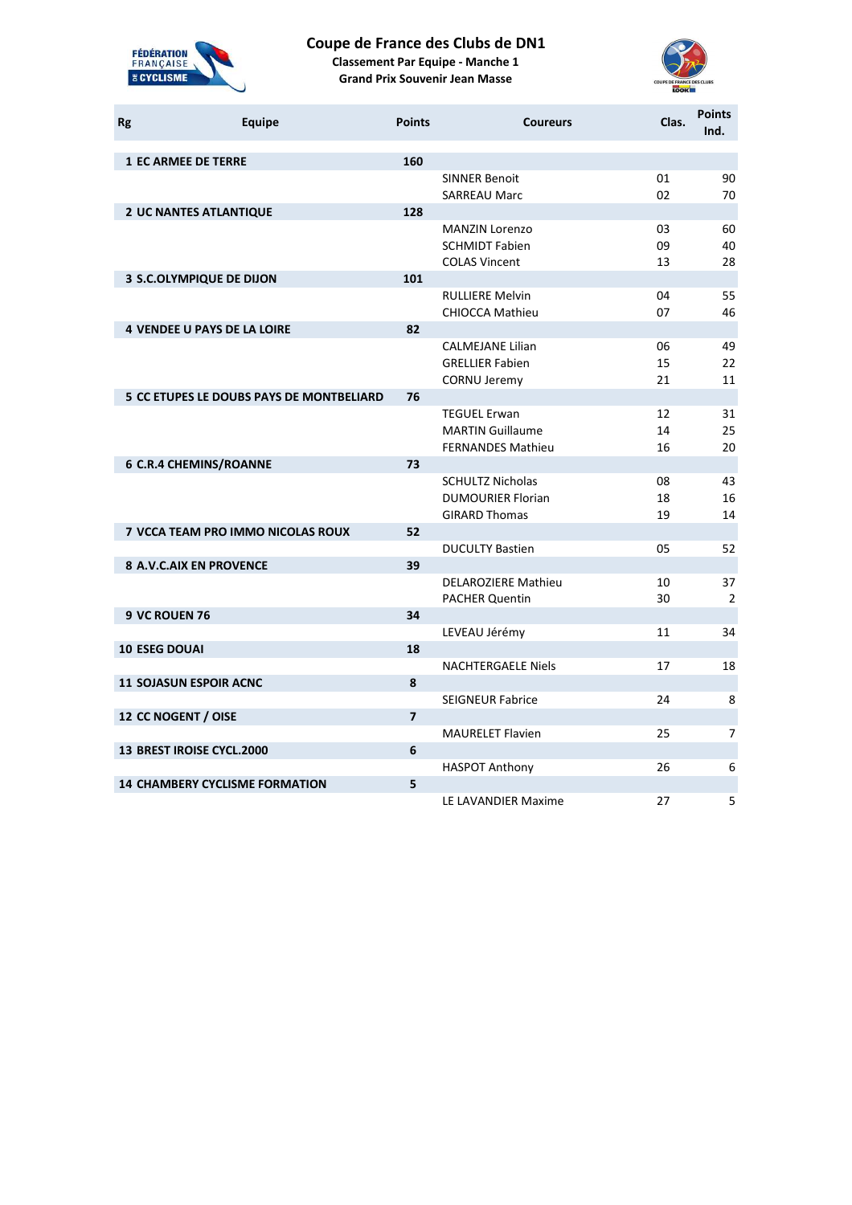# Coupe de France des Clubs de DN1

**Classement Par Equipe - Manche 1**

**Grand Prix Souvenir Jean Masse**

| Rg | Equipe | Points | Coureurs | Clas. | Points Ind. |
|---|---|---|---|---|---|
| **1** | **EC ARMEE DE TERRE** | **160** | | | |
| | | | SINNER Benoit | 01 | 90 |
| | | | SARREAU Marc | 02 | 70 |
| **2** | **UC NANTES ATLANTIQUE** | **128** | | | |
| | | | MANZIN Lorenzo | 03 | 60 |
| | | | SCHMIDT Fabien | 09 | 40 |
| | | | COLAS Vincent | 13 | 28 |
| **3** | **S.C.OLYMPIQUE DE DIJON** | **101** | | | |
| | | | RULLIERE Melvin | 04 | 55 |
| | | | CHIOCCA Mathieu | 07 | 46 |
| **4** | **VENDEE U PAYS DE LA LOIRE** | **82** | | | |
| | | | CALMEJANE Lilian | 06 | 49 |
| | | | GRELLIER Fabien | 15 | 22 |
| | | | CORNU Jeremy | 21 | 11 |
| **5** | **CC ETUPES LE DOUBS PAYS DE MONTBELIARD** | **76** | | | |
| | | | TEGUEL Erwan | 12 | 31 |
| | | | MARTIN Guillaume | 14 | 25 |
| | | | FERNANDES Mathieu | 16 | 20 |
| **6** | **C.R.4 CHEMINS/ROANNE** | **73** | | | |
| | | | SCHULTZ Nicholas | 08 | 43 |
| | | | DUMOURIER Florian | 18 | 16 |
| | | | GIRARD Thomas | 19 | 14 |
| **7** | **VCCA TEAM PRO IMMO NICOLAS ROUX** | **52** | | | |
| | | | DUCULTY Bastien | 05 | 52 |
| **8** | **A.V.C.AIX EN PROVENCE** | **39** | | | |
| | | | DELAROZIERE Mathieu | 10 | 37 |
| | | | PACHER Quentin | 30 | 2 |
| **9** | **VC ROUEN 76** | **34** | | | |
| | | | LEVEAU Jérémy | 11 | 34 |
| **10** | **ESEG DOUAI** | **18** | | | |
| | | | NACHTERGAELE Niels | 17 | 18 |
| **11** | **SOJASUN ESPOIR ACNC** | **8** | | | |
| | | | SEIGNEUR Fabrice | 24 | 8 |
| **12** | **CC NOGENT / OISE** | **7** | | | |
| | | | MAURELET Flavien | 25 | 7 |
| **13** | **BREST IROISE CYCL.2000** | **6** | | | |
| | | | HASPOT Anthony | 26 | 6 |
| **14** | **CHAMBERY CYCLISME FORMATION** | **5** | | | |
| | | | LE LAVANDIER Maxime | 27 | 5 |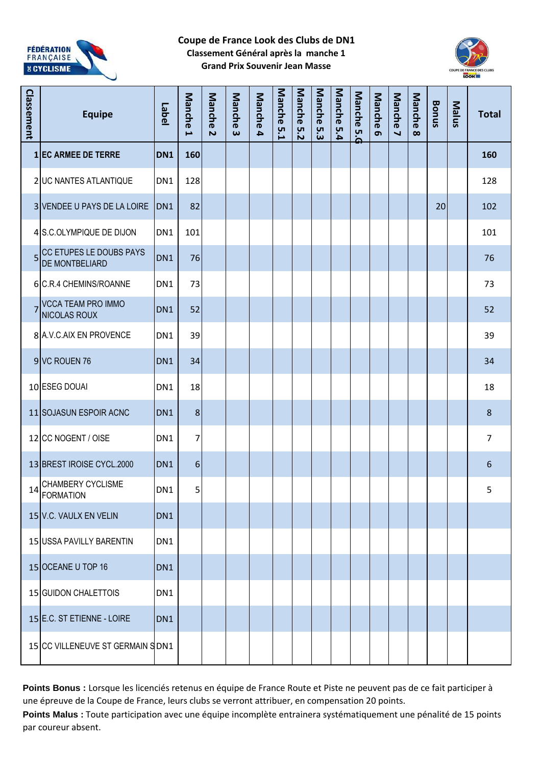# Coupe de France Look des Clubs de DN1

**Classement Général après la manche 1**

**Grand Prix Souvenir Jean Masse**

| Classement | Equipe | Label | Manche 1 | Manche 2 | Manche 3 | Manche 4 | Manche 5.1 | Manche 5.2 | Manche 5.3 | Manche 5.4 | Manche 5.G | Manche 6 | Manche 7 | Manche 8 | Bonus | Malus | Total |
|---|---|---|---|---|---|---|---|---|---|---|---|---|---|---|---|---|---|
| **1** | **EC ARMEE DE TERRE** | **DN1** | **160** | | | | | | | | | | | | | | **160** |
| 2 | UC NANTES ATLANTIQUE | DN1 | 128 | | | | | | | | | | | | | | 128 |
| 3 | VENDEE U PAYS DE LA LOIRE | DN1 | 82 | | | | | | | | | | | | 20 | | 102 |
| 4 | S.C.OLYMPIQUE DE DIJON | DN1 | 101 | | | | | | | | | | | | | | 101 |
| 5 | CC ETUPES LE DOUBS PAYS DE MONTBELIARD | DN1 | 76 | | | | | | | | | | | | | | 76 |
| 6 | C.R.4 CHEMINS/ROANNE | DN1 | 73 | | | | | | | | | | | | | | 73 |
| 7 | VCCA TEAM PRO IMMO NICOLAS ROUX | DN1 | 52 | | | | | | | | | | | | | | 52 |
| 8 | A.V.C.AIX EN PROVENCE | DN1 | 39 | | | | | | | | | | | | | | 39 |
| 9 | VC ROUEN 76 | DN1 | 34 | | | | | | | | | | | | | | 34 |
| 10 | ESEG DOUAI | DN1 | 18 | | | | | | | | | | | | | | 18 |
| 11 | SOJASUN ESPOIR ACNC | DN1 | 8 | | | | | | | | | | | | | | 8 |
| 12 | CC NOGENT / OISE | DN1 | 7 | | | | | | | | | | | | | | 7 |
| 13 | BREST IROISE CYCL.2000 | DN1 | 6 | | | | | | | | | | | | | | 6 |
| 14 | CHAMBERY CYCLISME FORMATION | DN1 | 5 | | | | | | | | | | | | | | 5 |
| 15 | V.C. VAULX EN VELIN | DN1 | | | | | | | | | | | | | | | |
| 15 | USSA PAVILLY BARENTIN | DN1 | | | | | | | | | | | | | | | |
| 15 | OCEANE U TOP 16 | DN1 | | | | | | | | | | | | | | | |
| 15 | GUIDON CHALETTOIS | DN1 | | | | | | | | | | | | | | | |
| 15 | E.C. ST ETIENNE - LOIRE | DN1 | | | | | | | | | | | | | | | |
| 15 | CC VILLENEUVE ST GERMAIN S | DN1 | | | | | | | | | | | | | | | |

**Points Bonus :** Lorsque les licenciés retenus en équipe de France Route et Piste ne peuvent pas de ce fait participer à une épreuve de la Coupe de France, leurs clubs se verront attribuer, en compensation 20 points.

**Points Malus :** Toute participation avec une équipe incomplète entrainera systématiquement une pénalité de 15 points par coureur absent.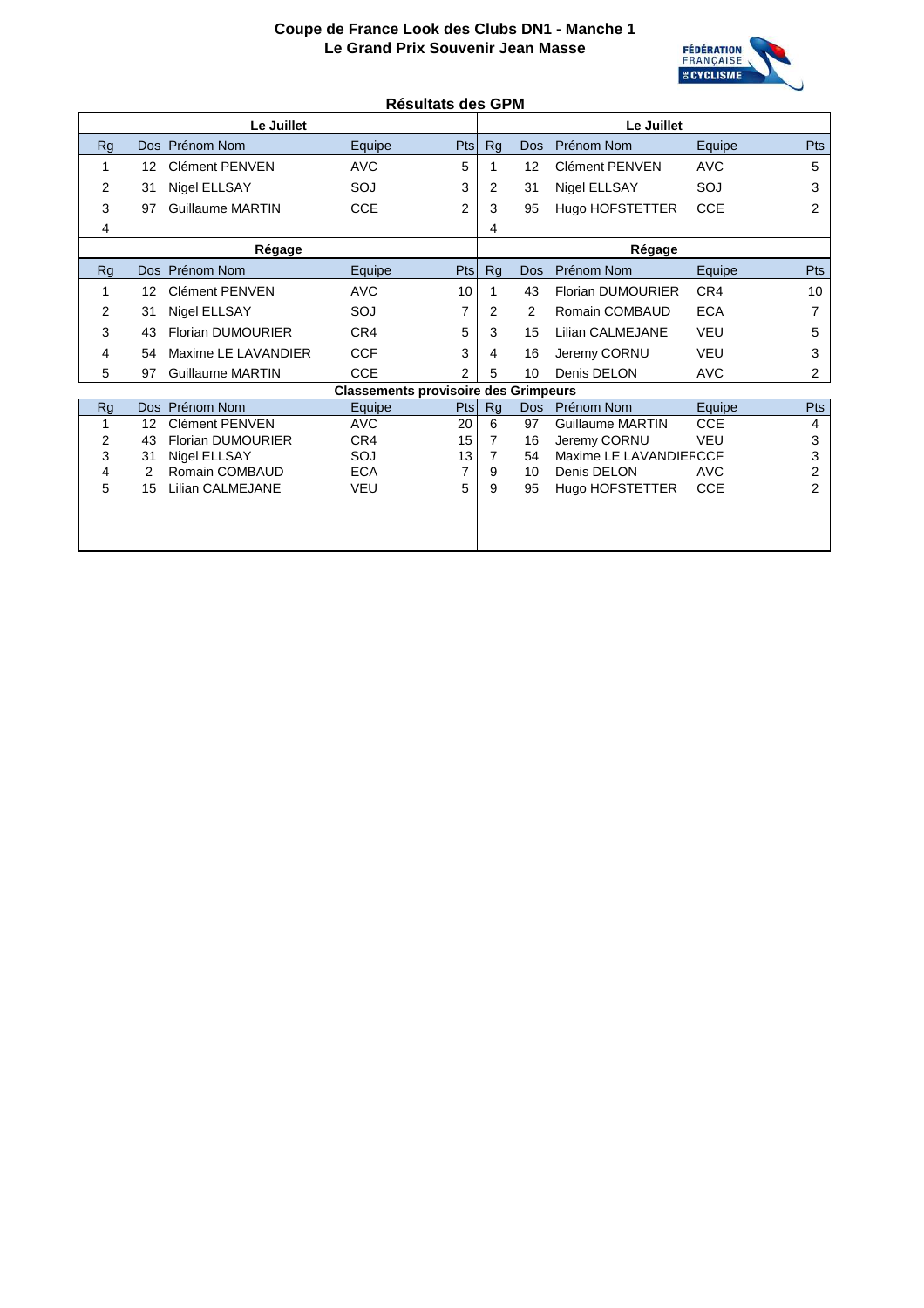**Coupe de France Look des Clubs DN1 - Manche 1**
**Le Grand Prix Souvenir Jean Masse**

## Résultats des GPM

| Le Juillet | | | | | Le Juillet | | | | |
|---|---|---|---|---|---|---|---|---|---|
| Rg | Dos | Prénom Nom | Equipe | Pts | Rg | Dos | Prénom Nom | Equipe | Pts |
| 1 | 12 | Clément PENVEN | AVC | 5 | 1 | 12 | Clément PENVEN | AVC | 5 |
| 2 | 31 | Nigel ELLSAY | SOJ | 3 | 2 | 31 | Nigel ELLSAY | SOJ | 3 |
| 3 | 97 | Guillaume MARTIN | CCE | 2 | 3 | 95 | Hugo HOFSTETTER | CCE | 2 |
| 4 | | | | | 4 | | | | |

| Régage | | | | | Régage | | | | |
|---|---|---|---|---|---|---|---|---|---|
| Rg | Dos | Prénom Nom | Equipe | Pts | Rg | Dos | Prénom Nom | Equipe | Pts |
| 1 | 12 | Clément PENVEN | AVC | 10 | 1 | 43 | Florian DUMOURIER | CR4 | 10 |
| 2 | 31 | Nigel ELLSAY | SOJ | 7 | 2 | 2 | Romain COMBAUD | ECA | 7 |
| 3 | 43 | Florian DUMOURIER | CR4 | 5 | 3 | 15 | Lilian CALMEJANE | VEU | 5 |
| 4 | 54 | Maxime LE LAVANDIER | CCF | 3 | 4 | 16 | Jeremy CORNU | VEU | 3 |
| 5 | 97 | Guillaume MARTIN | CCE | 2 | 5 | 10 | Denis DELON | AVC | 2 |

### Classements provisoire des Grimpeurs

| Rg | Dos | Prénom Nom | Equipe | Pts | Rg | Dos | Prénom Nom | Equipe | Pts |
|---|---|---|---|---|---|---|---|---|---|
| 1 | 12 | Clément PENVEN | AVC | 20 | 6 | 97 | Guillaume MARTIN | CCE | 4 |
| 2 | 43 | Florian DUMOURIER | CR4 | 15 | 7 | 16 | Jeremy CORNU | VEU | 3 |
| 3 | 31 | Nigel ELLSAY | SOJ | 13 | 7 | 54 | Maxime LE LAVANDIER | CCF | 3 |
| 4 | 2 | Romain COMBAUD | ECA | 7 | 9 | 10 | Denis DELON | AVC | 2 |
| 5 | 15 | Lilian CALMEJANE | VEU | 5 | 9 | 95 | Hugo HOFSTETTER | CCE | 2 |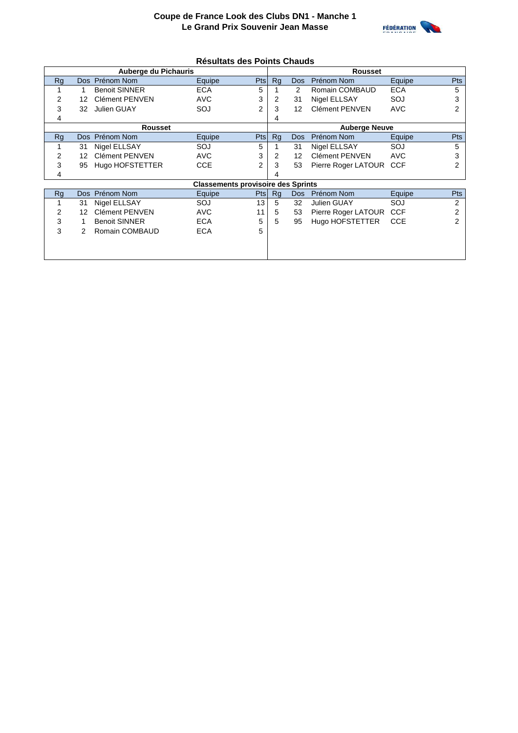**Coupe de France Look des Clubs DN1 - Manche 1**
**Le Grand Prix Souvenir Jean Masse**

## Résultats des Points Chauds

| Auberge du Pichauris | | | | | Rousset | | | | |
|---|---|---|---|---|---|---|---|---|---|
| Rg | Dos | Prénom Nom | Equipe | Pts | Rg | Dos | Prénom Nom | Equipe | Pts |
| 1 | 1 | Benoit SINNER | ECA | 5 | 1 | 2 | Romain COMBAUD | ECA | 5 |
| 2 | 12 | Clément PENVEN | AVC | 3 | 2 | 31 | Nigel ELLSAY | SOJ | 3 |
| 3 | 32 | Julien GUAY | SOJ | 2 | 3 | 12 | Clément PENVEN | AVC | 2 |
| 4 | | | | | 4 | | | | |

| Rousset | | | | | Auberge Neuve | | | | |
|---|---|---|---|---|---|---|---|---|---|
| Rg | Dos | Prénom Nom | Equipe | Pts | Rg | Dos | Prénom Nom | Equipe | Pts |
| 1 | 31 | Nigel ELLSAY | SOJ | 5 | 1 | 31 | Nigel ELLSAY | SOJ | 5 |
| 2 | 12 | Clément PENVEN | AVC | 3 | 2 | 12 | Clément PENVEN | AVC | 3 |
| 3 | 95 | Hugo HOFSTETTER | CCE | 2 | 3 | 53 | Pierre Roger LATOUR | CCF | 2 |
| 4 | | | | | 4 | | | | |

### Classements provisoire des Sprints

| Rg | Dos | Prénom Nom | Equipe | Pts | Rg | Dos | Prénom Nom | Equipe | Pts |
|---|---|---|---|---|---|---|---|---|---|
| 1 | 31 | Nigel ELLSAY | SOJ | 13 | 5 | 32 | Julien GUAY | SOJ | 2 |
| 2 | 12 | Clément PENVEN | AVC | 11 | 5 | 53 | Pierre Roger LATOUR | CCF | 2 |
| 3 | 1 | Benoit SINNER | ECA | 5 | 5 | 95 | Hugo HOFSTETTER | CCE | 2 |
| 3 | 2 | Romain COMBAUD | ECA | 5 | | | | | |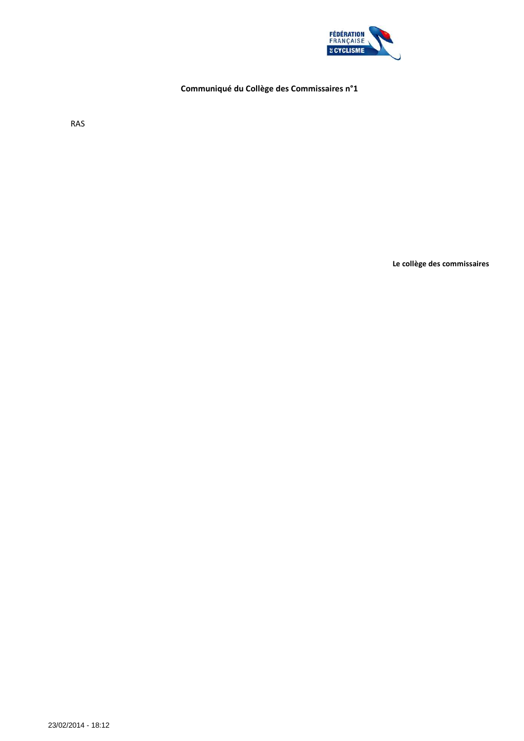**Communiqué du Collège des Commissaires n°1**

RAS

**Le collège des commissaires**

23/02/2014 - 18:12